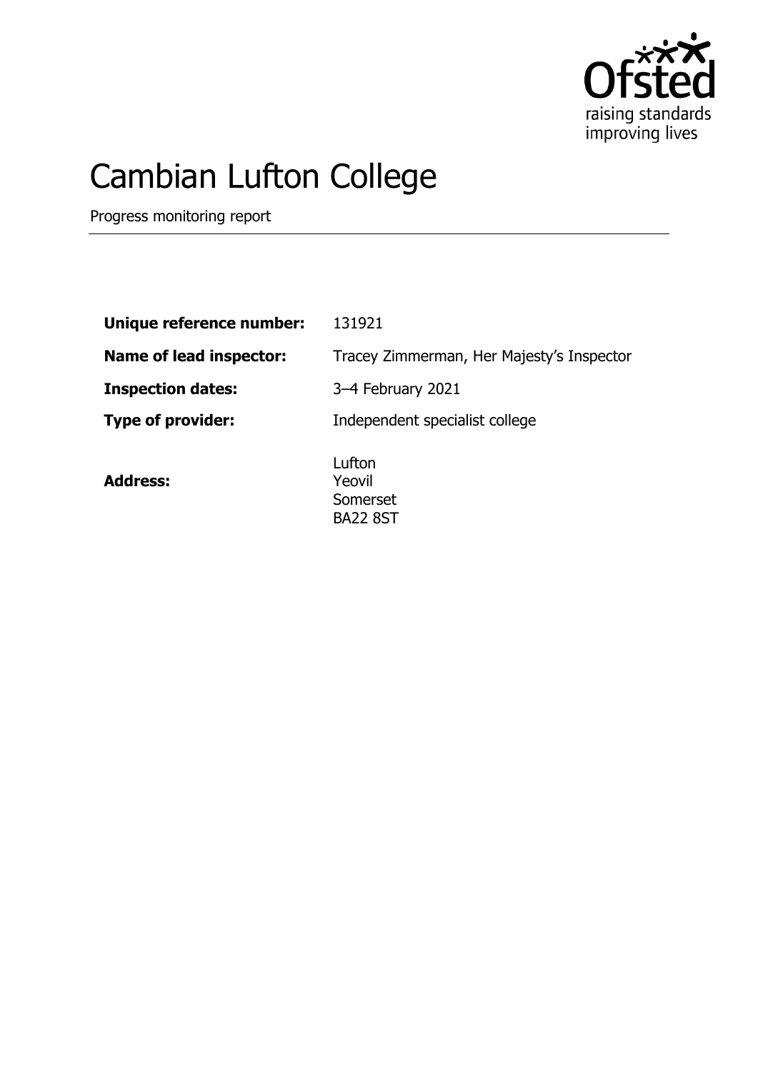# Cambian Lufton College

Progress monitoring report

| | |
|---|---|
| **Unique reference number:** | 131921 |
| **Name of lead inspector:** | Tracey Zimmerman, Her Majesty's Inspector |
| **Inspection dates:** | 3–4 February 2021 |
| **Type of provider:** | Independent specialist college |
| **Address:** | Lufton<br>Yeovil<br>Somerset<br>BA22 8ST |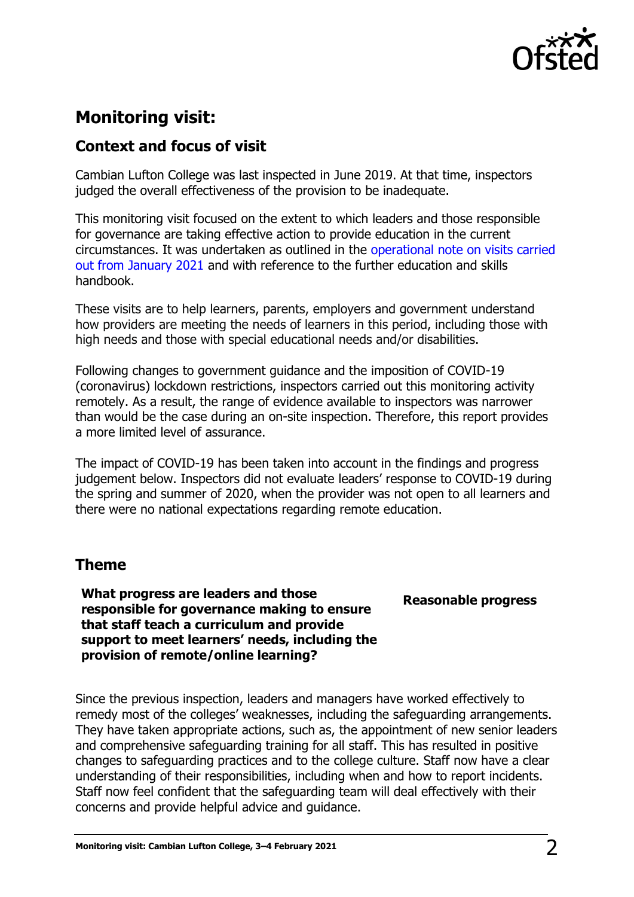## Monitoring visit:

### Context and focus of visit

Cambian Lufton College was last inspected in June 2019. At that time, inspectors judged the overall effectiveness of the provision to be inadequate.

This monitoring visit focused on the extent to which leaders and those responsible for governance are taking effective action to provide education in the current circumstances. It was undertaken as outlined in the operational note on visits carried out from January 2021 and with reference to the further education and skills handbook.

These visits are to help learners, parents, employers and government understand how providers are meeting the needs of learners in this period, including those with high needs and those with special educational needs and/or disabilities.

Following changes to government guidance and the imposition of COVID-19 (coronavirus) lockdown restrictions, inspectors carried out this monitoring activity remotely. As a result, the range of evidence available to inspectors was narrower than would be the case during an on-site inspection. Therefore, this report provides a more limited level of assurance.

The impact of COVID-19 has been taken into account in the findings and progress judgement below. Inspectors did not evaluate leaders' response to COVID-19 during the spring and summer of 2020, when the provider was not open to all learners and there were no national expectations regarding remote education.

### Theme

| | |
|---|---|
| **What progress are leaders and those responsible for governance making to ensure that staff teach a curriculum and provide support to meet learners' needs, including the provision of remote/online learning?** | **Reasonable progress** |

Since the previous inspection, leaders and managers have worked effectively to remedy most of the colleges' weaknesses, including the safeguarding arrangements. They have taken appropriate actions, such as, the appointment of new senior leaders and comprehensive safeguarding training for all staff. This has resulted in positive changes to safeguarding practices and to the college culture. Staff now have a clear understanding of their responsibilities, including when and how to report incidents. Staff now feel confident that the safeguarding team will deal effectively with their concerns and provide helpful advice and guidance.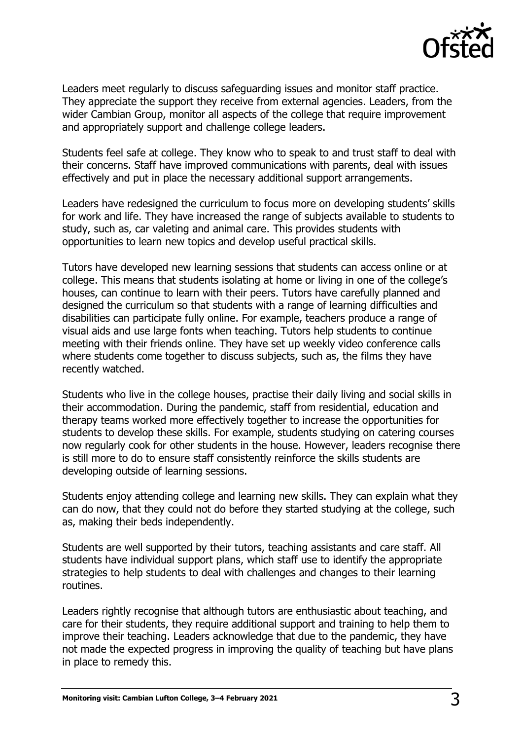Leaders meet regularly to discuss safeguarding issues and monitor staff practice. They appreciate the support they receive from external agencies. Leaders, from the wider Cambian Group, monitor all aspects of the college that require improvement and appropriately support and challenge college leaders.

Students feel safe at college. They know who to speak to and trust staff to deal with their concerns. Staff have improved communications with parents, deal with issues effectively and put in place the necessary additional support arrangements.

Leaders have redesigned the curriculum to focus more on developing students' skills for work and life. They have increased the range of subjects available to students to study, such as, car valeting and animal care. This provides students with opportunities to learn new topics and develop useful practical skills.

Tutors have developed new learning sessions that students can access online or at college. This means that students isolating at home or living in one of the college's houses, can continue to learn with their peers. Tutors have carefully planned and designed the curriculum so that students with a range of learning difficulties and disabilities can participate fully online. For example, teachers produce a range of visual aids and use large fonts when teaching. Tutors help students to continue meeting with their friends online. They have set up weekly video conference calls where students come together to discuss subjects, such as, the films they have recently watched.

Students who live in the college houses, practise their daily living and social skills in their accommodation. During the pandemic, staff from residential, education and therapy teams worked more effectively together to increase the opportunities for students to develop these skills. For example, students studying on catering courses now regularly cook for other students in the house. However, leaders recognise there is still more to do to ensure staff consistently reinforce the skills students are developing outside of learning sessions.

Students enjoy attending college and learning new skills. They can explain what they can do now, that they could not do before they started studying at the college, such as, making their beds independently.

Students are well supported by their tutors, teaching assistants and care staff. All students have individual support plans, which staff use to identify the appropriate strategies to help students to deal with challenges and changes to their learning routines.

Leaders rightly recognise that although tutors are enthusiastic about teaching, and care for their students, they require additional support and training to help them to improve their teaching. Leaders acknowledge that due to the pandemic, they have not made the expected progress in improving the quality of teaching but have plans in place to remedy this.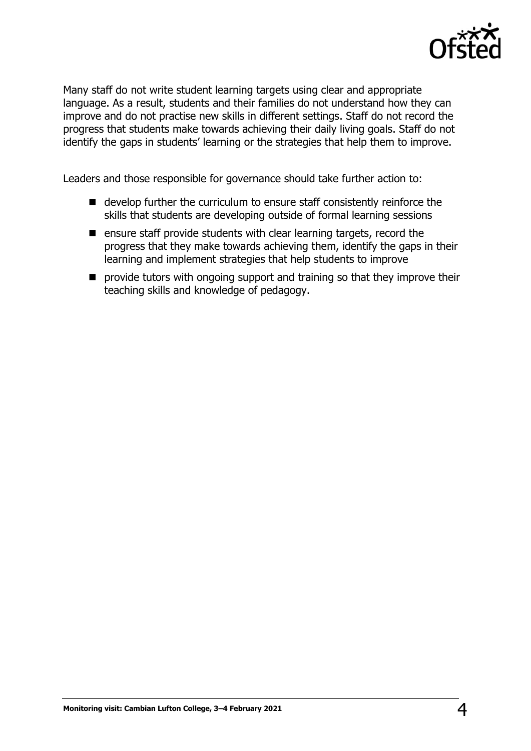Many staff do not write student learning targets using clear and appropriate language. As a result, students and their families do not understand how they can improve and do not practise new skills in different settings. Staff do not record the progress that students make towards achieving their daily living goals. Staff do not identify the gaps in students' learning or the strategies that help them to improve.

Leaders and those responsible for governance should take further action to:

- develop further the curriculum to ensure staff consistently reinforce the skills that students are developing outside of formal learning sessions
- ensure staff provide students with clear learning targets, record the progress that they make towards achieving them, identify the gaps in their learning and implement strategies that help students to improve
- provide tutors with ongoing support and training so that they improve their teaching skills and knowledge of pedagogy.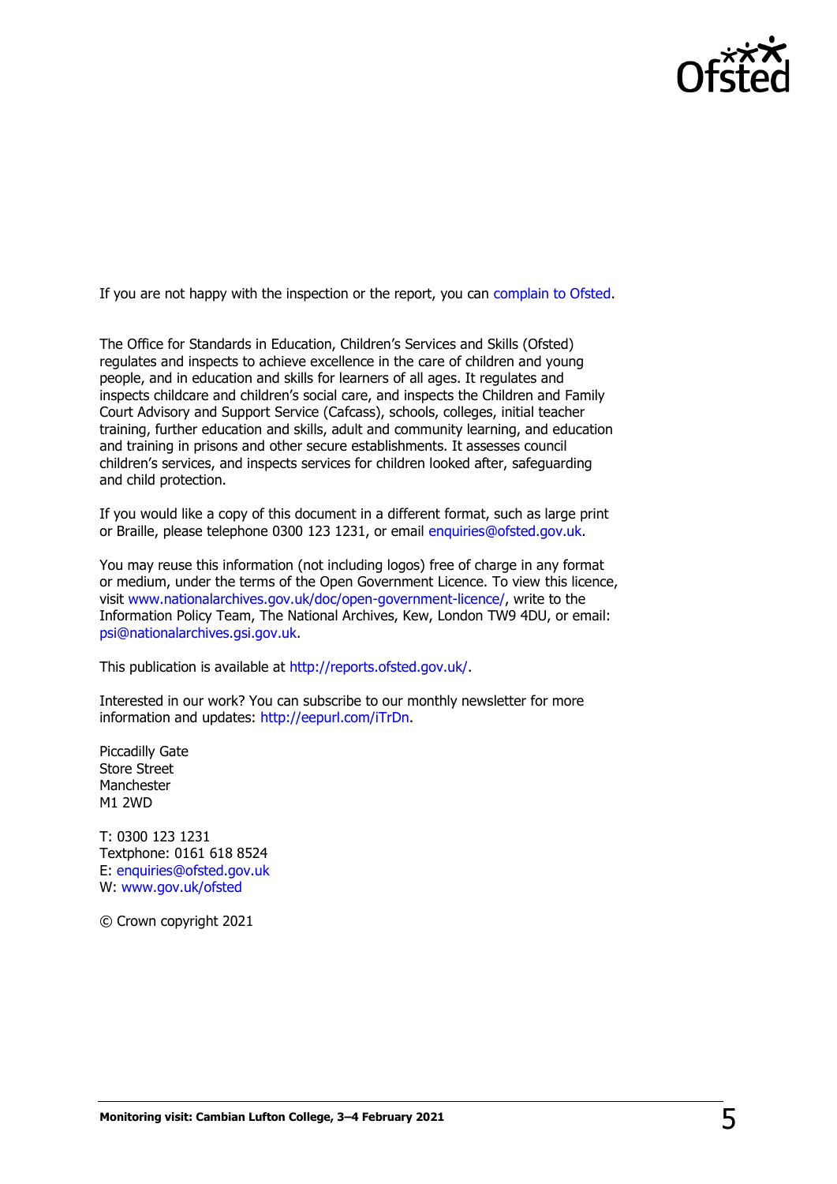If you are not happy with the inspection or the report, you can complain to Ofsted.

The Office for Standards in Education, Children's Services and Skills (Ofsted) regulates and inspects to achieve excellence in the care of children and young people, and in education and skills for learners of all ages. It regulates and inspects childcare and children's social care, and inspects the Children and Family Court Advisory and Support Service (Cafcass), schools, colleges, initial teacher training, further education and skills, adult and community learning, and education and training in prisons and other secure establishments. It assesses council children's services, and inspects services for children looked after, safeguarding and child protection.

If you would like a copy of this document in a different format, such as large print or Braille, please telephone 0300 123 1231, or email enquiries@ofsted.gov.uk.

You may reuse this information (not including logos) free of charge in any format or medium, under the terms of the Open Government Licence. To view this licence, visit www.nationalarchives.gov.uk/doc/open-government-licence/, write to the Information Policy Team, The National Archives, Kew, London TW9 4DU, or email: psi@nationalarchives.gsi.gov.uk.

This publication is available at http://reports.ofsted.gov.uk/.

Interested in our work? You can subscribe to our monthly newsletter for more information and updates: http://eepurl.com/iTrDn.

Piccadilly Gate
Store Street
Manchester
M1 2WD

T: 0300 123 1231
Textphone: 0161 618 8524
E: enquiries@ofsted.gov.uk
W: www.gov.uk/ofsted

© Crown copyright 2021